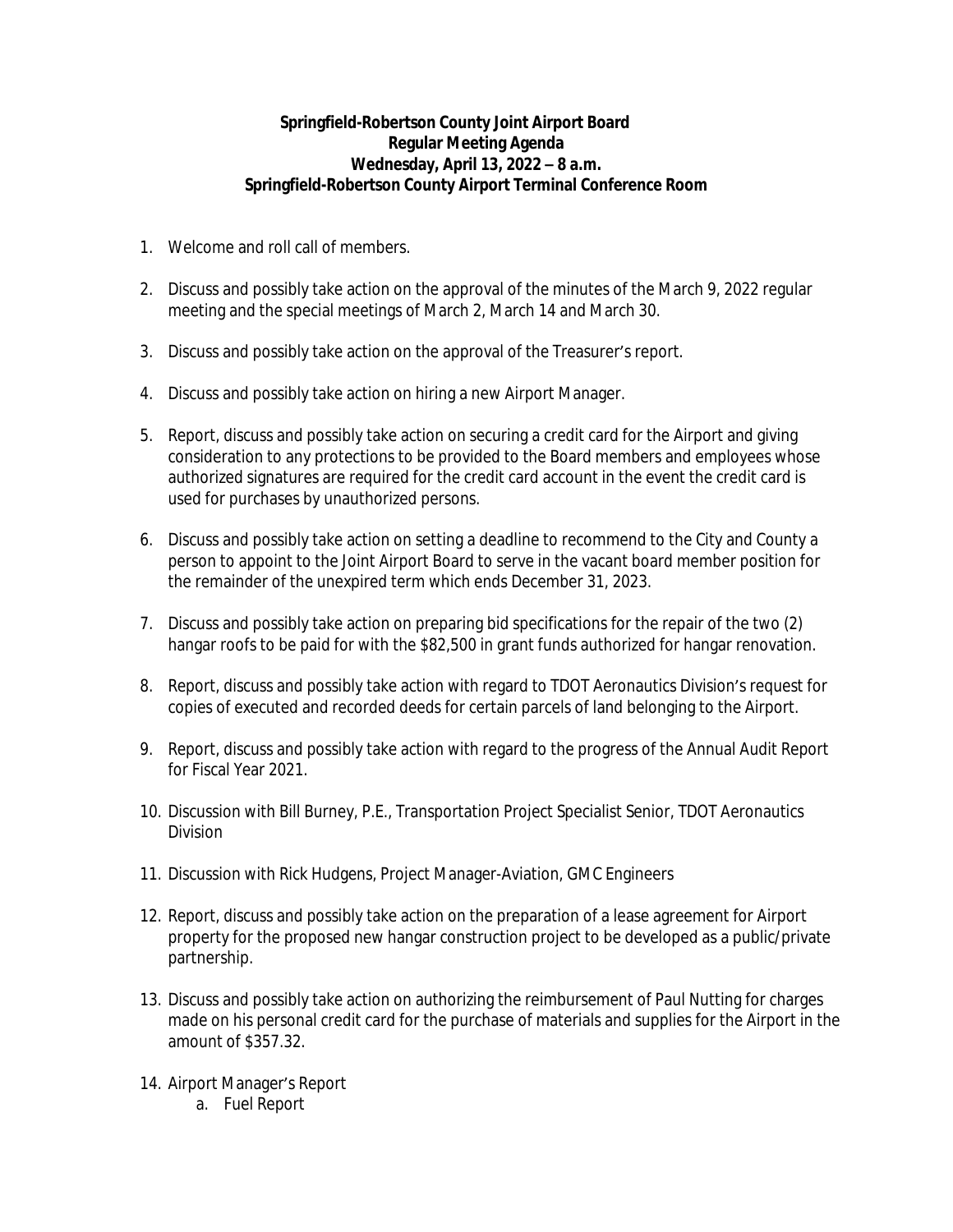**Springfield-Robertson County Joint Airport Board**
**Regular Meeting Agenda**
**Wednesday, April 13, 2022 – 8 a.m.**
**Springfield-Robertson County Airport Terminal Conference Room**

1. Welcome and roll call of members.

2. Discuss and possibly take action on the approval of the minutes of the March 9, 2022 regular meeting and the special meetings of March 2, March 14 and March 30.

3. Discuss and possibly take action on the approval of the Treasurer's report.

4. Discuss and possibly take action on hiring a new Airport Manager.

5. Report, discuss and possibly take action on securing a credit card for the Airport and giving consideration to any protections to be provided to the Board members and employees whose authorized signatures are required for the credit card account in the event the credit card is used for purchases by unauthorized persons.

6. Discuss and possibly take action on setting a deadline to recommend to the City and County a person to appoint to the Joint Airport Board to serve in the vacant board member position for the remainder of the unexpired term which ends December 31, 2023.

7. Discuss and possibly take action on preparing bid specifications for the repair of the two (2) hangar roofs to be paid for with the $82,500 in grant funds authorized for hangar renovation.

8. Report, discuss and possibly take action with regard to TDOT Aeronautics Division's request for copies of executed and recorded deeds for certain parcels of land belonging to the Airport.

9. Report, discuss and possibly take action with regard to the progress of the Annual Audit Report for Fiscal Year 2021.

10. Discussion with Bill Burney, P.E., Transportation Project Specialist Senior, TDOT Aeronautics Division

11. Discussion with Rick Hudgens, Project Manager-Aviation, GMC Engineers

12. Report, discuss and possibly take action on the preparation of a lease agreement for Airport property for the proposed new hangar construction project to be developed as a public/private partnership.

13. Discuss and possibly take action on authorizing the reimbursement of Paul Nutting for charges made on his personal credit card for the purchase of materials and supplies for the Airport in the amount of $357.32.

14. Airport Manager's Report
    a. Fuel Report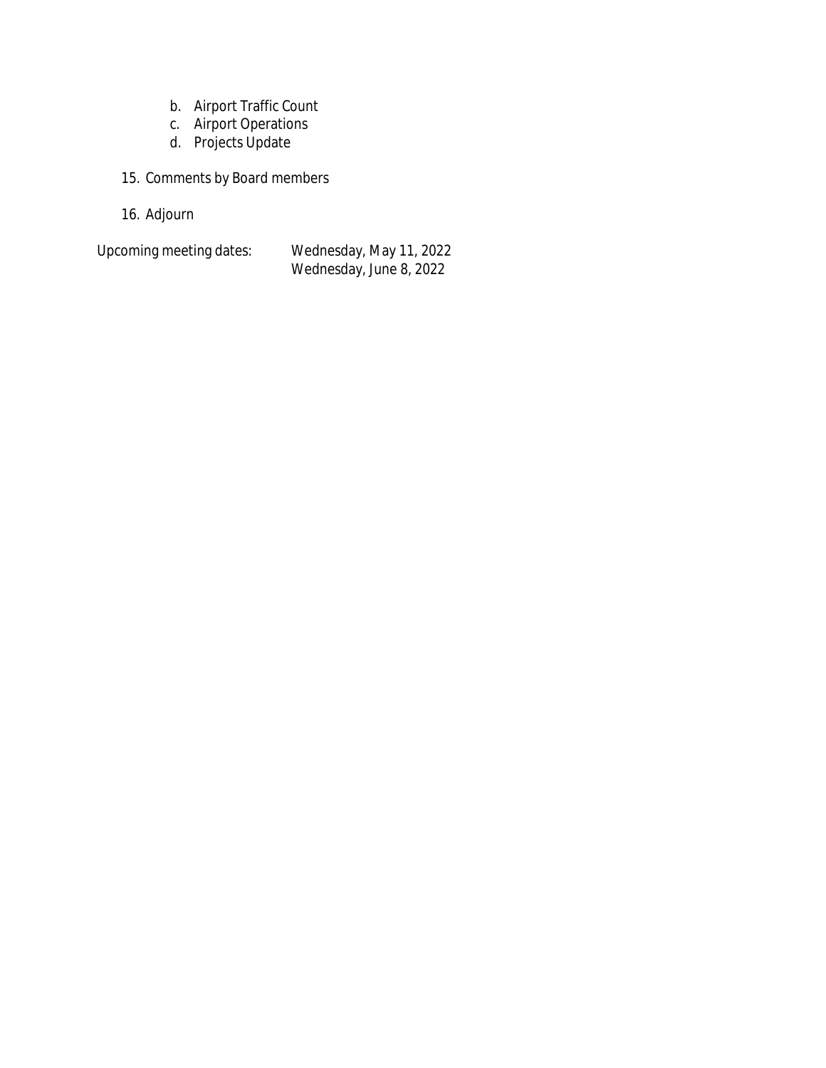b. Airport Traffic Count
   c. Airport Operations
   d. Projects Update

15. Comments by Board members

16. Adjourn

Upcoming meeting dates: Wednesday, May 11, 2022
Wednesday, June 8, 2022